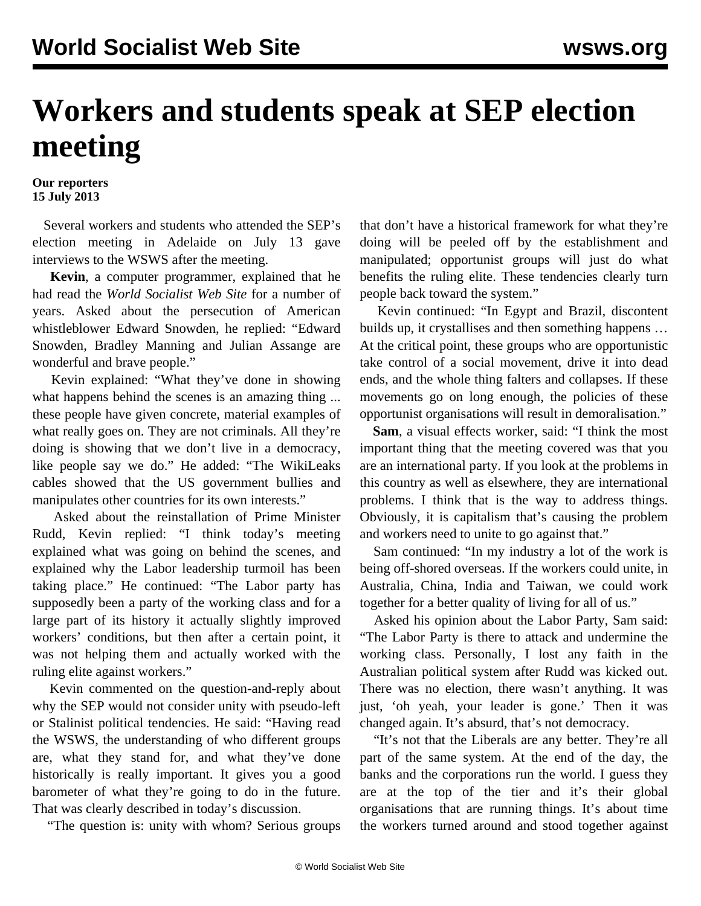# Workers and students speak at SEP election meeting

**Our reporters**
**15 July 2013**

Several workers and students who attended the SEP's election meeting in Adelaide on July 13 gave interviews to the WSWS after the meeting.

**Kevin**, a computer programmer, explained that he had read the *World Socialist Web Site* for a number of years. Asked about the persecution of American whistleblower Edward Snowden, he replied: "Edward Snowden, Bradley Manning and Julian Assange are wonderful and brave people."

Kevin explained: "What they've done in showing what happens behind the scenes is an amazing thing ... these people have given concrete, material examples of what really goes on. They are not criminals. All they're doing is showing that we don't live in a democracy, like people say we do." He added: "The WikiLeaks cables showed that the US government bullies and manipulates other countries for its own interests."

Asked about the reinstallation of Prime Minister Rudd, Kevin replied: "I think today's meeting explained what was going on behind the scenes, and explained why the Labor leadership turmoil has been taking place." He continued: "The Labor party has supposedly been a party of the working class and for a large part of its history it actually slightly improved workers' conditions, but then after a certain point, it was not helping them and actually worked with the ruling elite against workers."

Kevin commented on the question-and-reply about why the SEP would not consider unity with pseudo-left or Stalinist political tendencies. He said: "Having read the WSWS, the understanding of who different groups are, what they stand for, and what they've done historically is really important. It gives you a good barometer of what they're going to do in the future. That was clearly described in today's discussion.

"The question is: unity with whom? Serious groups that don't have a historical framework for what they're doing will be peeled off by the establishment and manipulated; opportunist groups will just do what benefits the ruling elite. These tendencies clearly turn people back toward the system."

Kevin continued: "In Egypt and Brazil, discontent builds up, it crystallises and then something happens … At the critical point, these groups who are opportunistic take control of a social movement, drive it into dead ends, and the whole thing falters and collapses. If these movements go on long enough, the policies of these opportunist organisations will result in demoralisation."

**Sam**, a visual effects worker, said: "I think the most important thing that the meeting covered was that you are an international party. If you look at the problems in this country as well as elsewhere, they are international problems. I think that is the way to address things. Obviously, it is capitalism that's causing the problem and workers need to unite to go against that."

Sam continued: "In my industry a lot of the work is being off-shored overseas. If the workers could unite, in Australia, China, India and Taiwan, we could work together for a better quality of living for all of us."

Asked his opinion about the Labor Party, Sam said: "The Labor Party is there to attack and undermine the working class. Personally, I lost any faith in the Australian political system after Rudd was kicked out. There was no election, there wasn't anything. It was just, 'oh yeah, your leader is gone.' Then it was changed again. It's absurd, that's not democracy.

"It's not that the Liberals are any better. They're all part of the same system. At the end of the day, the banks and the corporations run the world. I guess they are at the top of the tier and it's their global organisations that are running things. It's about time the workers turned around and stood together against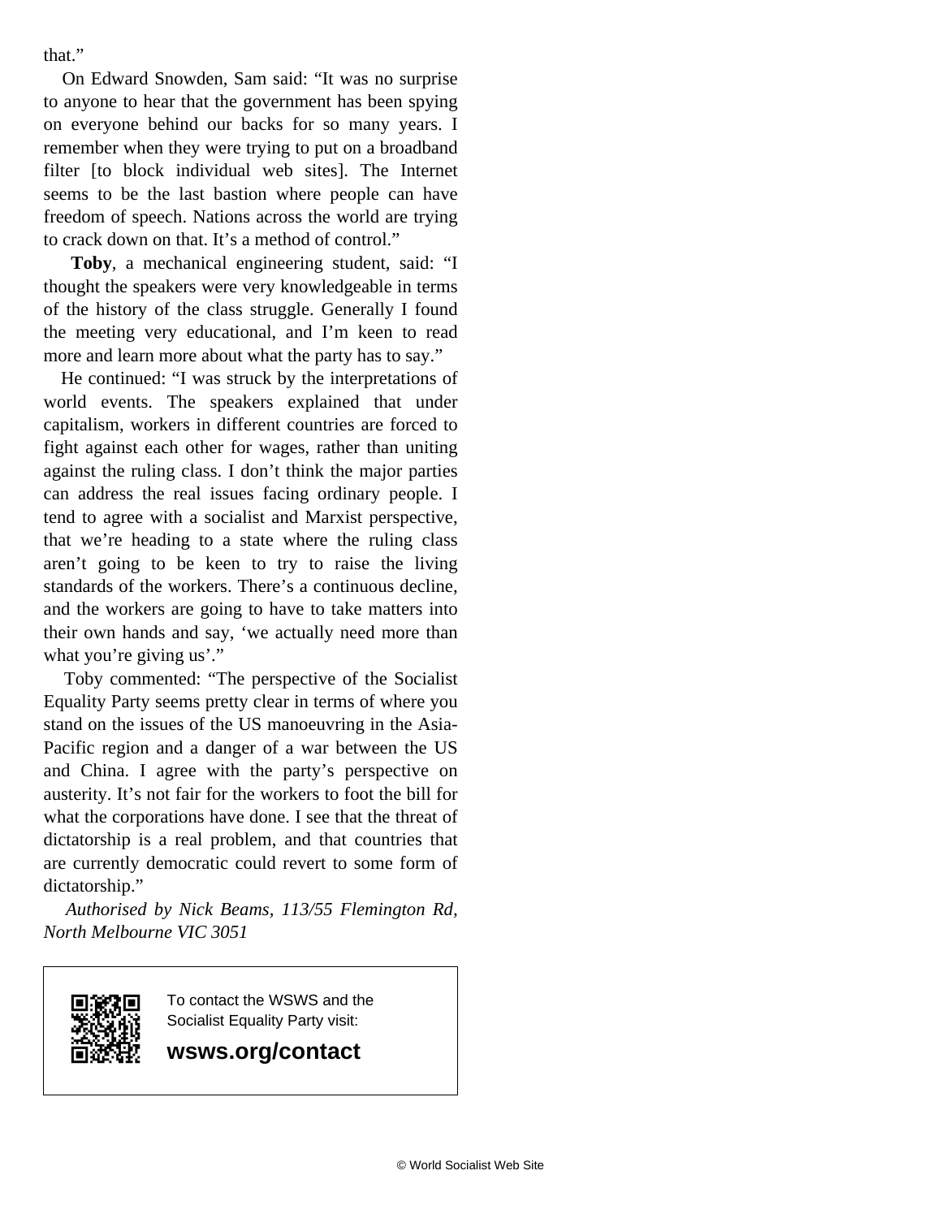that."

On Edward Snowden, Sam said: "It was no surprise to anyone to hear that the government has been spying on everyone behind our backs for so many years. I remember when they were trying to put on a broadband filter [to block individual web sites]. The Internet seems to be the last bastion where people can have freedom of speech. Nations across the world are trying to crack down on that. It's a method of control."

**Toby**, a mechanical engineering student, said: "I thought the speakers were very knowledgeable in terms of the history of the class struggle. Generally I found the meeting very educational, and I'm keen to read more and learn more about what the party has to say."

He continued: "I was struck by the interpretations of world events. The speakers explained that under capitalism, workers in different countries are forced to fight against each other for wages, rather than uniting against the ruling class. I don't think the major parties can address the real issues facing ordinary people. I tend to agree with a socialist and Marxist perspective, that we're heading to a state where the ruling class aren't going to be keen to try to raise the living standards of the workers. There's a continuous decline, and the workers are going to have to take matters into their own hands and say, 'we actually need more than what you're giving us'."

Toby commented: "The perspective of the Socialist Equality Party seems pretty clear in terms of where you stand on the issues of the US manoeuvring in the Asia-Pacific region and a danger of a war between the US and China. I agree with the party's perspective on austerity. It's not fair for the workers to foot the bill for what the corporations have done. I see that the threat of dictatorship is a real problem, and that countries that are currently democratic could revert to some form of dictatorship."

*Authorised by Nick Beams, 113/55 Flemington Rd, North Melbourne VIC 3051*

To contact the WSWS and the Socialist Equality Party visit:

**wsws.org/contact**

© World Socialist Web Site